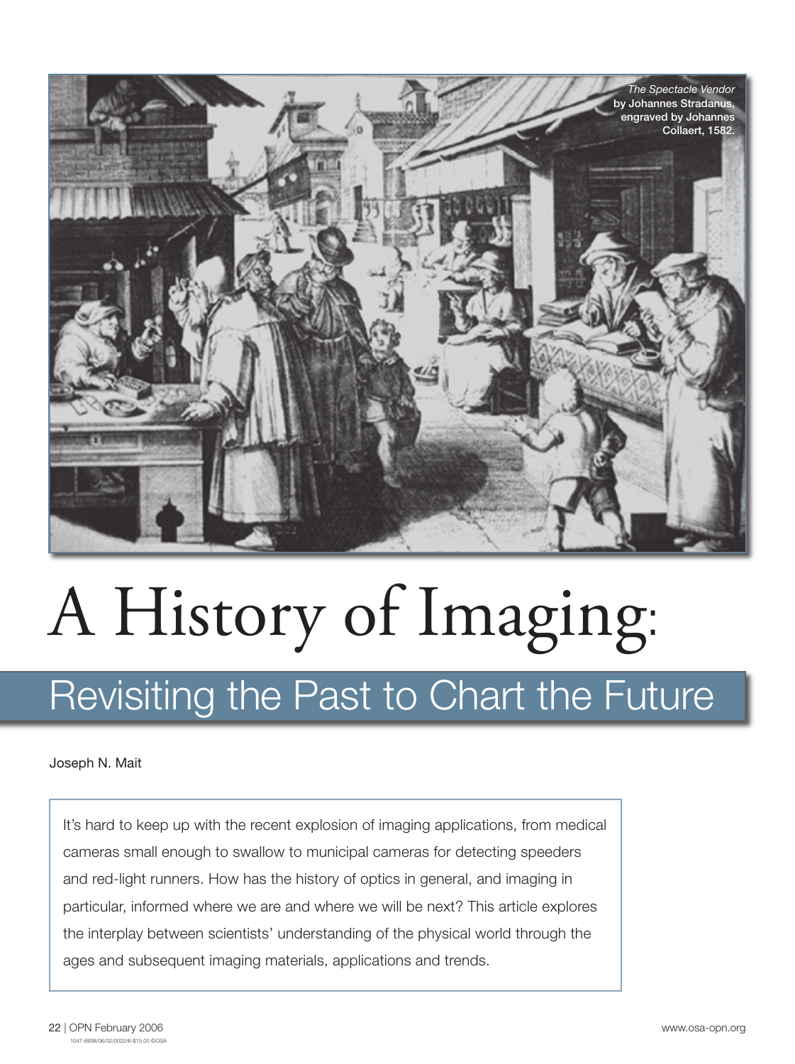*The Spectacle Vendor* **by Johannes Stradanus, engraved by Johannes Collaert, 1582.**

# A History of Imaging:

## Revisiting the Past to Chart the Future

Joseph N. Mait

It's hard to keep up with the recent explosion of imaging applications, from medical cameras small enough to swallow to municipal cameras for detecting speeders and red-light runners. How has the history of optics in general, and imaging in particular, informed where we are and where we will be next? This article explores the interplay between scientists' understanding of the physical world through the ages and subsequent imaging materials, applications and trends.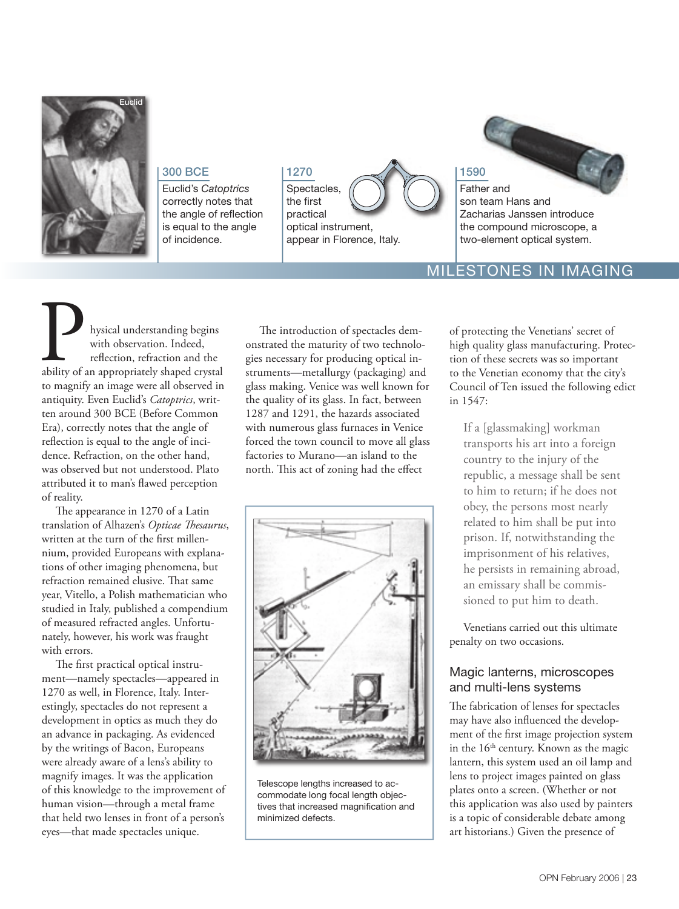Euclid

300 BCE
Euclid's *Catoptrics* correctly notes that the angle of reflection is equal to the angle of incidence.

1270
Spectacles, the first practical optical instrument, appear in Florence, Italy.

1590
Father and son team Hans and Zacharias Janssen introduce the compound microscope, a two-element optical system.

MILESTONES IN IMAGING

Physical understanding begins with observation. Indeed, reflection, refraction and the ability of an appropriately shaped crystal to magnify an image were all observed in antiquity. Even Euclid's *Catoptrics*, written around 300 BCE (Before Common Era), correctly notes that the angle of reflection is equal to the angle of incidence. Refraction, on the other hand, was observed but not understood. Plato attributed it to man's flawed perception of reality.

The appearance in 1270 of a Latin translation of Alhazen's *Opticae Thesaurus*, written at the turn of the first millennium, provided Europeans with explanations of other imaging phenomena, but refraction remained elusive. That same year, Vitello, a Polish mathematician who studied in Italy, published a compendium of measured refracted angles. Unfortunately, however, his work was fraught with errors.

The first practical optical instrument—namely spectacles—appeared in 1270 as well, in Florence, Italy. Interestingly, spectacles do not represent a development in optics as much they do an advance in packaging. As evidenced by the writings of Bacon, Europeans were already aware of a lens's ability to magnify images. It was the application of this knowledge to the improvement of human vision—through a metal frame that held two lenses in front of a person's eyes—that made spectacles unique.

The introduction of spectacles demonstrated the maturity of two technologies necessary for producing optical instruments—metallurgy (packaging) and glass making. Venice was well known for the quality of its glass. In fact, between 1287 and 1291, the hazards associated with numerous glass furnaces in Venice forced the town council to move all glass factories to Murano—an island to the north. This act of zoning had the effect of protecting the Venetians' secret of high quality glass manufacturing. Protection of these secrets was so important to the Venetian economy that the city's Council of Ten issued the following edict in 1547:

> If a [glassmaking] workman transports his art into a foreign country to the injury of the republic, a message shall be sent to him to return; if he does not obey, the persons most nearly related to him shall be put into prison. If, notwithstanding the imprisonment of his relatives, he persists in remaining abroad, an emissary shall be commissioned to put him to death.

Venetians carried out this ultimate penalty on two occasions.

Telescope lengths increased to accommodate long focal length objectives that increased magnification and minimized defects.

## Magic lanterns, microscopes and multi-lens systems

The fabrication of lenses for spectacles may have also influenced the development of the first image projection system in the 16th century. Known as the magic lantern, this system used an oil lamp and lens to project images painted on glass plates onto a screen. (Whether or not this application was also used by painters is a topic of considerable debate among art historians.) Given the presence of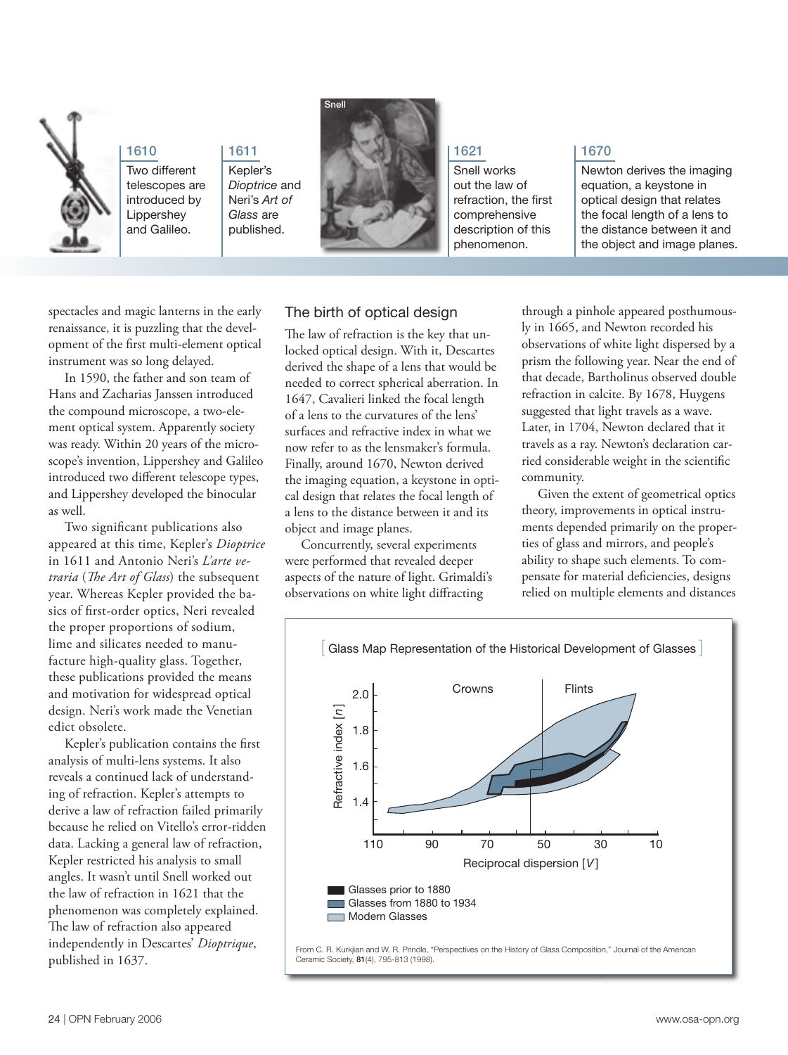1610

Two different telescopes are introduced by Lippershey and Galileo.

1611

Kepler's *Dioptrice* and Neri's *Art of Glass* are published.

Snell

1621

Snell works out the law of refraction, the first comprehensive description of this phenomenon.

1670

Newton derives the imaging equation, a keystone in optical design that relates the focal length of a lens to the distance between it and the object and image planes.

spectacles and magic lanterns in the early renaissance, it is puzzling that the development of the first multi-element optical instrument was so long delayed.

In 1590, the father and son team of Hans and Zacharias Janssen introduced the compound microscope, a two-element optical system. Apparently society was ready. Within 20 years of the microscope's invention, Lippershey and Galileo introduced two different telescope types, and Lippershey developed the binocular as well.

Two significant publications also appeared at this time, Kepler's *Dioptrice* in 1611 and Antonio Neri's *L'arte vetraria* (*The Art of Glass*) the subsequent year. Whereas Kepler provided the basics of first-order optics, Neri revealed the proper proportions of sodium, lime and silicates needed to manufacture high-quality glass. Together, these publications provided the means and motivation for widespread optical design. Neri's work made the Venetian edict obsolete.

Kepler's publication contains the first analysis of multi-lens systems. It also reveals a continued lack of understanding of refraction. Kepler's attempts to derive a law of refraction failed primarily because he relied on Vitello's error-ridden data. Lacking a general law of refraction, Kepler restricted his analysis to small angles. It wasn't until Snell worked out the law of refraction in 1621 that the phenomenon was completely explained. The law of refraction also appeared independently in Descartes' *Dioptrique*, published in 1637.

## The birth of optical design

The law of refraction is the key that unlocked optical design. With it, Descartes derived the shape of a lens that would be needed to correct spherical aberration. In 1647, Cavalieri linked the focal length of a lens to the curvatures of the lens' surfaces and refractive index in what we now refer to as the lensmaker's formula. Finally, around 1670, Newton derived the imaging equation, a keystone in optical design that relates the focal length of a lens to the distance between it and its object and image planes.

Concurrently, several experiments were performed that revealed deeper aspects of the nature of light. Grimaldi's observations on white light diffracting through a pinhole appeared posthumously in 1665, and Newton recorded his observations of white light dispersed by a prism the following year. Near the end of that decade, Bartholinus observed double refraction in calcite. By 1678, Huygens suggested that light travels as a wave. Later, in 1704, Newton declared that it travels as a ray. Newton's declaration carried considerable weight in the scientific community.

Given the extent of geometrical optics theory, improvements in optical instruments depended primarily on the properties of glass and mirrors, and people's ability to shape such elements. To compensate for material deficiencies, designs relied on multiple elements and distances

**Glass Map Representation of the Historical Development of Glasses**

Crowns | Flints

Refractive index [$n$]: 1.4, 1.6, 1.8, 2.0

Reciprocal dispersion [$V$]: 110, 90, 70, 50, 30, 10

- Glasses prior to 1880
- Glasses from 1880 to 1934
- Modern Glasses

From C. R. Kurkjian and W. R. Prindle, "Perspectives on the History of Glass Composition," Journal of the American Ceramic Society, **81**(4), 795-813 (1998).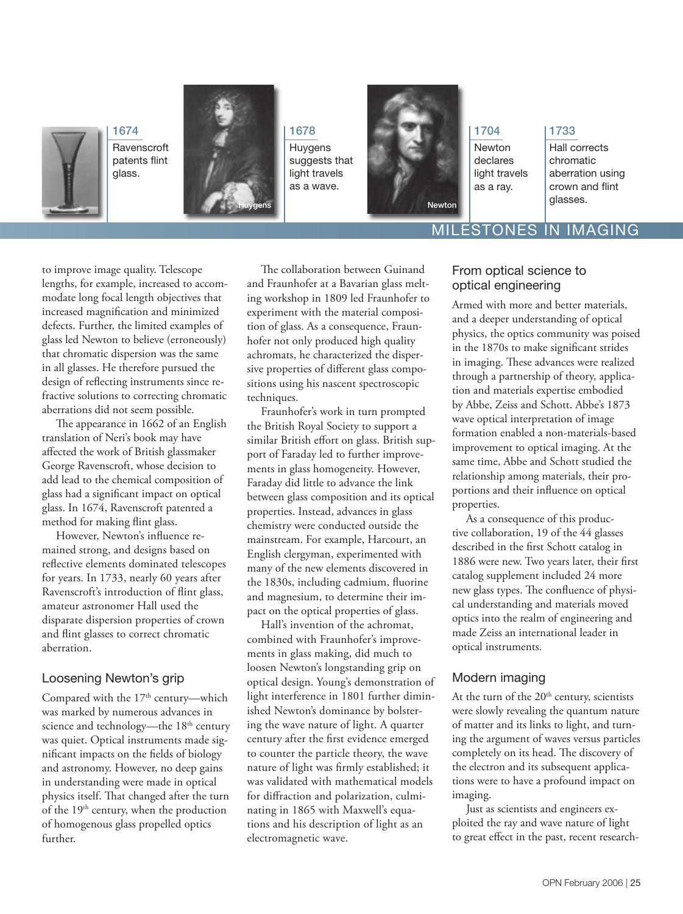**1674**
Ravenscroft patents flint glass.

Huygens

**1678**
Huygens suggests that light travels as a wave.

Newton

**1704**
Newton declares light travels as a ray.

**1733**
Hall corrects chromatic aberration using crown and flint glasses.

MILESTONES IN IMAGING

to improve image quality. Telescope lengths, for example, increased to accommodate long focal length objectives that increased magnification and minimized defects. Further, the limited examples of glass led Newton to believe (erroneously) that chromatic dispersion was the same in all glasses. He therefore pursued the design of reflecting instruments since refractive solutions to correcting chromatic aberrations did not seem possible.

The appearance in 1662 of an English translation of Neri's book may have affected the work of British glassmaker George Ravenscroft, whose decision to add lead to the chemical composition of glass had a significant impact on optical glass. In 1674, Ravenscroft patented a method for making flint glass.

However, Newton's influence remained strong, and designs based on reflective elements dominated telescopes for years. In 1733, nearly 60 years after Ravenscroft's introduction of flint glass, amateur astronomer Hall used the disparate dispersion properties of crown and flint glasses to correct chromatic aberration.

## Loosening Newton's grip

Compared with the 17th century—which was marked by numerous advances in science and technology—the 18th century was quiet. Optical instruments made significant impacts on the fields of biology and astronomy. However, no deep gains in understanding were made in optical physics itself. That changed after the turn of the 19th century, when the production of homogenous glass propelled optics further.

The collaboration between Guinand and Fraunhofer at a Bavarian glass melting workshop in 1809 led Fraunhofer to experiment with the material composition of glass. As a consequence, Fraunhofer not only produced high quality achromats, he characterized the dispersive properties of different glass compositions using his nascent spectroscopic techniques.

Fraunhofer's work in turn prompted the British Royal Society to support a similar British effort on glass. British support of Faraday led to further improvements in glass homogeneity. However, Faraday did little to advance the link between glass composition and its optical properties. Instead, advances in glass chemistry were conducted outside the mainstream. For example, Harcourt, an English clergyman, experimented with many of the new elements discovered in the 1830s, including cadmium, fluorine and magnesium, to determine their impact on the optical properties of glass.

Hall's invention of the achromat, combined with Fraunhofer's improvements in glass making, did much to loosen Newton's longstanding grip on optical design. Young's demonstration of light interference in 1801 further diminished Newton's dominance by bolstering the wave nature of light. A quarter century after the first evidence emerged to counter the particle theory, the wave nature of light was firmly established; it was validated with mathematical models for diffraction and polarization, culminating in 1865 with Maxwell's equations and his description of light as an electromagnetic wave.

## From optical science to optical engineering

Armed with more and better materials, and a deeper understanding of optical physics, the optics community was poised in the 1870s to make significant strides in imaging. These advances were realized through a partnership of theory, application and materials expertise embodied by Abbe, Zeiss and Schott. Abbe's 1873 wave optical interpretation of image formation enabled a non-materials-based improvement to optical imaging. At the same time, Abbe and Schott studied the relationship among materials, their proportions and their influence on optical properties.

As a consequence of this productive collaboration, 19 of the 44 glasses described in the first Schott catalog in 1886 were new. Two years later, their first catalog supplement included 24 more new glass types. The confluence of physical understanding and materials moved optics into the realm of engineering and made Zeiss an international leader in optical instruments.

## Modern imaging

At the turn of the 20th century, scientists were slowly revealing the quantum nature of matter and its links to light, and turning the argument of waves versus particles completely on its head. The discovery of the electron and its subsequent applications were to have a profound impact on imaging.

Just as scientists and engineers exploited the ray and wave nature of light to great effect in the past, recent research-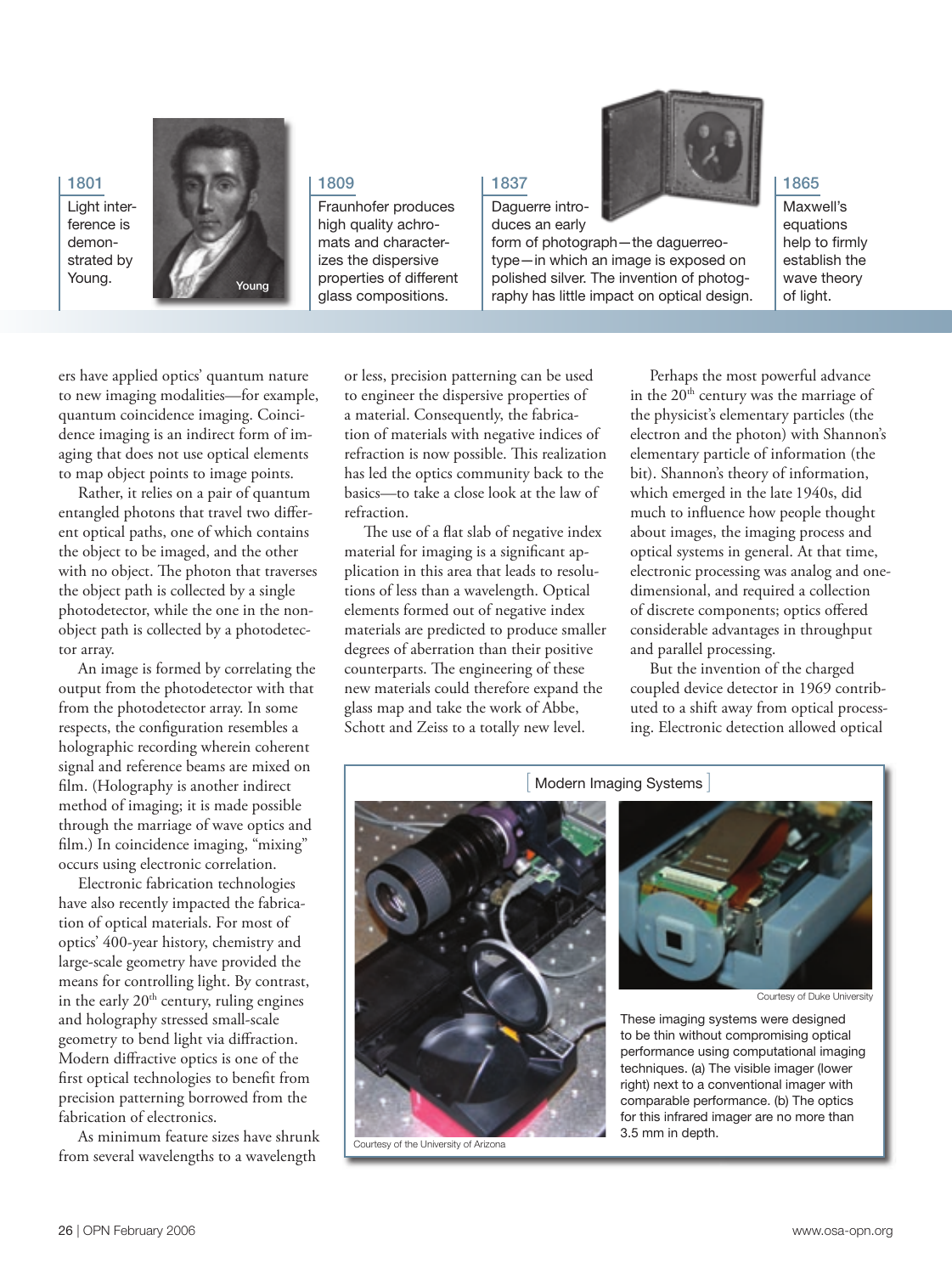**1801**
Light interference is demonstrated by Young.

Young

**1809**
Fraunhofer produces high quality achromats and characterizes the dispersive properties of different glass compositions.

**1837**
Daguerre introduces an early form of photograph—the daguerreotype—in which an image is exposed on polished silver. The invention of photography has little impact on optical design.

**1865**
Maxwell's equations help to firmly establish the wave theory of light.

ers have applied optics' quantum nature to new imaging modalities—for example, quantum coincidence imaging. Coincidence imaging is an indirect form of imaging that does not use optical elements to map object points to image points.

Rather, it relies on a pair of quantum entangled photons that travel two different optical paths, one of which contains the object to be imaged, and the other with no object. The photon that traverses the object path is collected by a single photodetector, while the one in the non-object path is collected by a photodetector array.

An image is formed by correlating the output from the photodetector with that from the photodetector array. In some respects, the configuration resembles a holographic recording wherein coherent signal and reference beams are mixed on film. (Holography is another indirect method of imaging; it is made possible through the marriage of wave optics and film.) In coincidence imaging, "mixing" occurs using electronic correlation.

Electronic fabrication technologies have also recently impacted the fabrication of optical materials. For most of optics' 400-year history, chemistry and large-scale geometry have provided the means for controlling light. By contrast, in the early 20th century, ruling engines and holography stressed small-scale geometry to bend light via diffraction. Modern diffractive optics is one of the first optical technologies to benefit from precision patterning borrowed from the fabrication of electronics.

As minimum feature sizes have shrunk from several wavelengths to a wavelength or less, precision patterning can be used to engineer the dispersive properties of a material. Consequently, the fabrication of materials with negative indices of refraction is now possible. This realization has led the optics community back to the basics—to take a close look at the law of refraction.

The use of a flat slab of negative index material for imaging is a significant application in this area that leads to resolutions of less than a wavelength. Optical elements formed out of negative index materials are predicted to produce smaller degrees of aberration than their positive counterparts. The engineering of these new materials could therefore expand the glass map and take the work of Abbe, Schott and Zeiss to a totally new level.

Perhaps the most powerful advance in the 20th century was the marriage of the physicist's elementary particles (the electron and the photon) with Shannon's elementary particle of information (the bit). Shannon's theory of information, which emerged in the late 1940s, did much to influence how people thought about images, the imaging process and optical systems in general. At that time, electronic processing was analog and one-dimensional, and required a collection of discrete components; optics offered considerable advantages in throughput and parallel processing.

But the invention of the charged coupled device detector in 1969 contributed to a shift away from optical processing. Electronic detection allowed optical

**Modern Imaging Systems**

Courtesy of the University of Arizona

Courtesy of Duke University

These imaging systems were designed to be thin without compromising optical performance using computational imaging techniques. (a) The visible imager (lower right) next to a conventional imager with comparable performance. (b) The optics for this infrared imager are no more than 3.5 mm in depth.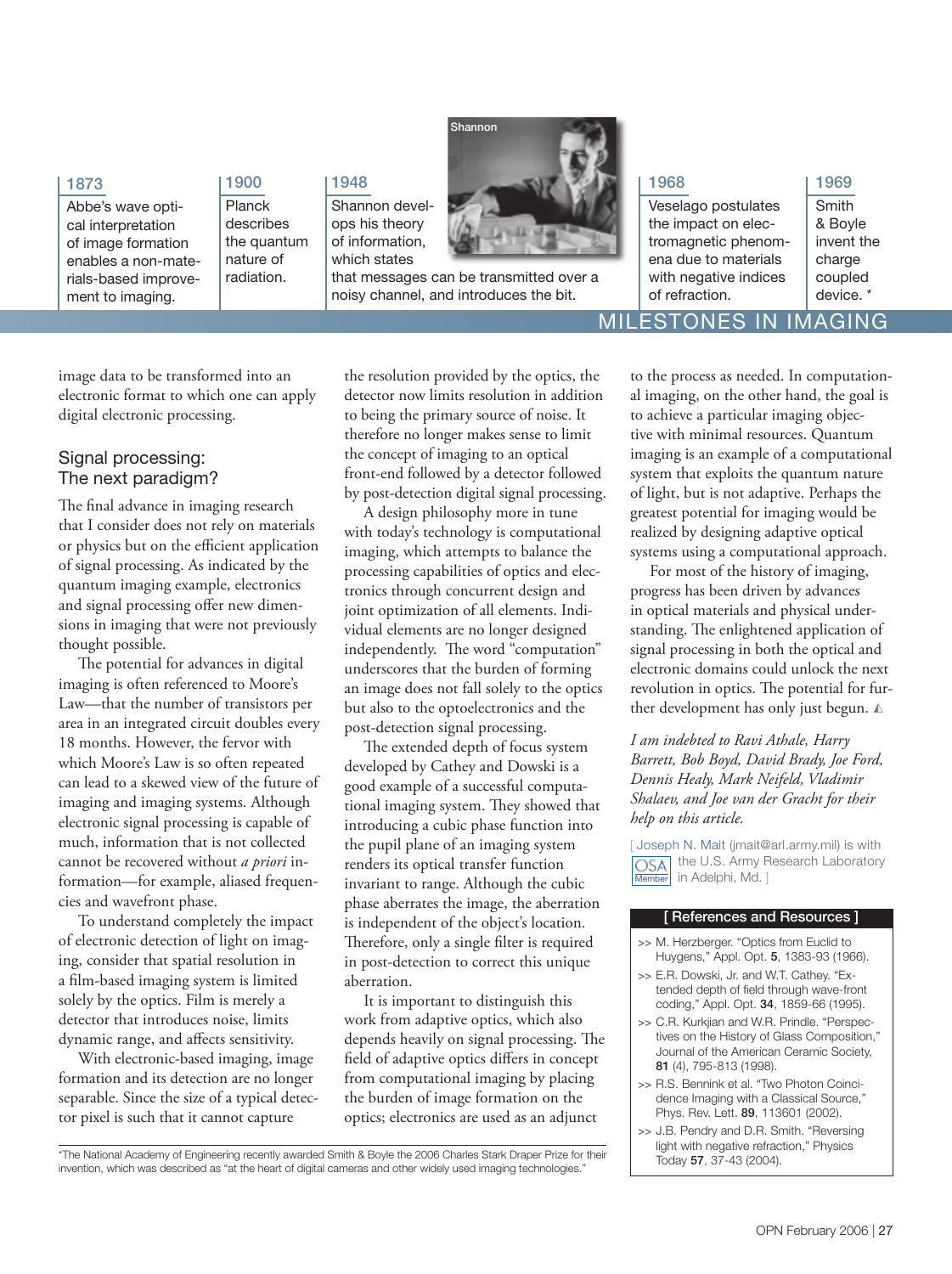**1873**
Abbe's wave optical interpretation of image formation enables a non-materials-based improvement to imaging.

**1900**
Planck describes the quantum nature of radiation.

**1948**
Shannon develops his theory of information, which states that messages can be transmitted over a noisy channel, and introduces the bit.

Shannon

**1968**
Veselago postulates the impact on electromagnetic phenomena due to materials with negative indices of refraction.

**1969**
Smith & Boyle invent the charge coupled device. *

MILESTONES IN IMAGING

image data to be transformed into an electronic format to which one can apply digital electronic processing.

## Signal processing: The next paradigm?

The final advance in imaging research that I consider does not rely on materials or physics but on the efficient application of signal processing. As indicated by the quantum imaging example, electronics and signal processing offer new dimensions in imaging that were not previously thought possible.

The potential for advances in digital imaging is often referenced to Moore's Law—that the number of transistors per area in an integrated circuit doubles every 18 months. However, the fervor with which Moore's Law is so often repeated can lead to a skewed view of the future of imaging and imaging systems. Although electronic signal processing is capable of much, information that is not collected cannot be recovered without *a priori* information—for example, aliased frequencies and wavefront phase.

To understand completely the impact of electronic detection of light on imaging, consider that spatial resolution in a film-based imaging system is limited solely by the optics. Film is merely a detector that introduces noise, limits dynamic range, and affects sensitivity.

With electronic-based imaging, image formation and its detection are no longer separable. Since the size of a typical detector pixel is such that it cannot capture the resolution provided by the optics, the detector now limits resolution in addition to being the primary source of noise. It therefore no longer makes sense to limit the concept of imaging to an optical front-end followed by a detector followed by post-detection digital signal processing.

A design philosophy more in tune with today's technology is computational imaging, which attempts to balance the processing capabilities of optics and electronics through concurrent design and joint optimization of all elements. Individual elements are no longer designed independently. The word "computation" underscores that the burden of forming an image does not fall solely to the optics but also to the optoelectronics and the post-detection signal processing.

The extended depth of focus system developed by Cathey and Dowski is a good example of a successful computational imaging system. They showed that introducing a cubic phase function into the pupil plane of an imaging system renders its optical transfer function invariant to range. Although the cubic phase aberrates the image, the aberration is independent of the object's location. Therefore, only a single filter is required in post-detection to correct this unique aberration.

It is important to distinguish this work from adaptive optics, which also depends heavily on signal processing. The field of adaptive optics differs in concept from computational imaging by placing the burden of image formation on the optics; electronics are used as an adjunct to the process as needed. In computational imaging, on the other hand, the goal is to achieve a particular imaging objective with minimal resources. Quantum imaging is an example of a computational system that exploits the quantum nature of light, but is not adaptive. Perhaps the greatest potential for imaging would be realized by designing adaptive optical systems using a computational approach.

For most of the history of imaging, progress has been driven by advances in optical materials and physical understanding. The enlightened application of signal processing in both the optical and electronic domains could unlock the next revolution in optics. The potential for further development has only just begun.

*I am indebted to Ravi Athale, Harry Barrett, Bob Boyd, David Brady, Joe Ford, Dennis Healy, Mark Neifeld, Vladimir Shalaev, and Joe van der Gracht for their help on this article.*

[ Joseph N. Mait (jmait@arl.army.mil) is with the U.S. Army Research Laboratory in Adelphi, Md. ]

### [ References and Resources ]

- >> M. Herzberger. "Optics from Euclid to Huygens," Appl. Opt. **5**, 1383-93 (1966).
- >> E.R. Dowski, Jr. and W.T. Cathey. "Extended depth of field through wave-front coding," Appl. Opt. **34**, 1859-66 (1995).
- >> C.R. Kurkjian and W.R. Prindle. "Perspectives on the History of Glass Composition," Journal of the American Ceramic Society, **81** (4), 795-813 (1998).
- >> R.S. Bennink et al. "Two Photon Coincidence Imaging with a Classical Source," Phys. Rev. Lett. **89**, 113601 (2002).
- >> J.B. Pendry and D.R. Smith. "Reversing light with negative refraction," Physics Today **57**, 37-43 (2004).

*The National Academy of Engineering recently awarded Smith & Boyle the 2006 Charles Stark Draper Prize for their invention, which was described as "at the heart of digital cameras and other widely used imaging technologies."